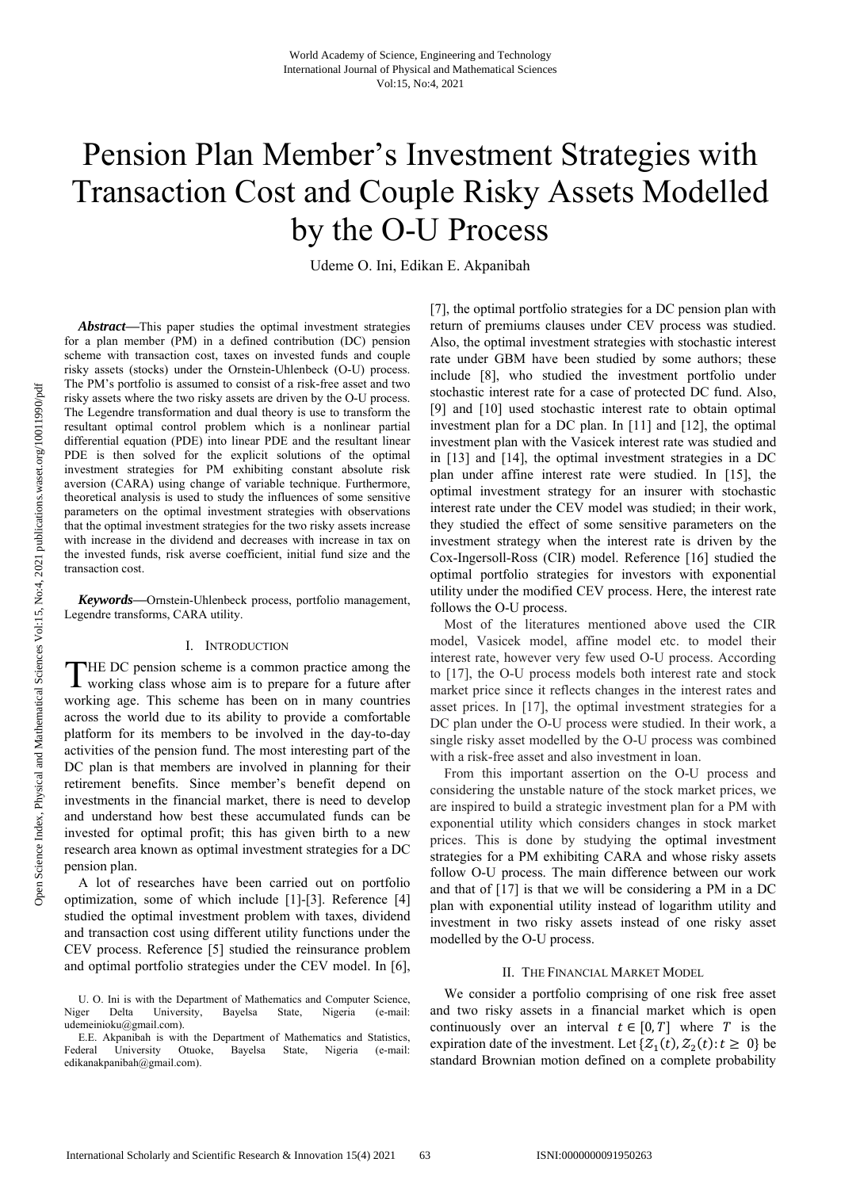# Pension Plan Member's Investment Strategies with Transaction Cost and Couple Risky Assets Modelled by the O-U Process

Udeme O. Ini, Edikan E. Akpanibah

***Abstract*—**This paper studies the optimal investment strategies for a plan member (PM) in a defined contribution (DC) pension scheme with transaction cost, taxes on invested funds and couple risky assets (stocks) under the Ornstein-Uhlenbeck (O-U) process. The PM's portfolio is assumed to consist of a risk-free asset and two risky assets where the two risky assets are driven by the O-U process. The Legendre transformation and dual theory is use to transform the resultant optimal control problem which is a nonlinear partial differential equation (PDE) into linear PDE and the resultant linear PDE is then solved for the explicit solutions of the optimal investment strategies for PM exhibiting constant absolute risk aversion (CARA) using change of variable technique. Furthermore, theoretical analysis is used to study the influences of some sensitive parameters on the optimal investment strategies with observations that the optimal investment strategies for the two risky assets increase with increase in the dividend and decreases with increase in tax on the invested funds, risk averse coefficient, initial fund size and the transaction cost.

***Keywords*—**Ornstein-Uhlenbeck process, portfolio management, Legendre transforms, CARA utility.

## I. Introduction

The DC pension scheme is a common practice among the working class whose aim is to prepare for a future after working age. This scheme has been on in many countries across the world due to its ability to provide a comfortable platform for its members to be involved in the day-to-day activities of the pension fund. The most interesting part of the DC plan is that members are involved in planning for their retirement benefits. Since member's benefit depend on investments in the financial market, there is need to develop and understand how best these accumulated funds can be invested for optimal profit; this has given birth to a new research area known as optimal investment strategies for a DC pension plan.

A lot of researches have been carried out on portfolio optimization, some of which include [1]-[3]. Reference [4] studied the optimal investment problem with taxes, dividend and transaction cost using different utility functions under the CEV process. Reference [5] studied the reinsurance problem and optimal portfolio strategies under the CEV model. In [6], [7], the optimal portfolio strategies for a DC pension plan with return of premiums clauses under CEV process was studied. Also, the optimal investment strategies with stochastic interest rate under GBM have been studied by some authors; these include [8], who studied the investment portfolio under stochastic interest rate for a case of protected DC fund. Also, [9] and [10] used stochastic interest rate to obtain optimal investment plan for a DC plan. In [11] and [12], the optimal investment plan with the Vasicek interest rate was studied and in [13] and [14], the optimal investment strategies in a DC plan under affine interest rate were studied. In [15], the optimal investment strategy for an insurer with stochastic interest rate under the CEV model was studied; in their work, they studied the effect of some sensitive parameters on the investment strategy when the interest rate is driven by the Cox-Ingersoll-Ross (CIR) model. Reference [16] studied the optimal portfolio strategies for investors with exponential utility under the modified CEV process. Here, the interest rate follows the O-U process.

Most of the literatures mentioned above used the CIR model, Vasicek model, affine model etc. to model their interest rate, however very few used O-U process. According to [17], the O-U process models both interest rate and stock market price since it reflects changes in the interest rates and asset prices. In [17], the optimal investment strategies for a DC plan under the O-U process were studied. In their work, a single risky asset modelled by the O-U process was combined with a risk-free asset and also investment in loan.

From this important assertion on the O-U process and considering the unstable nature of the stock market prices, we are inspired to build a strategic investment plan for a PM with exponential utility which considers changes in stock market prices. This is done by studying the optimal investment strategies for a PM exhibiting CARA and whose risky assets follow O-U process. The main difference between our work and that of [17] is that we will be considering a PM in a DC plan with exponential utility instead of logarithm utility and investment in two risky assets instead of one risky asset modelled by the O-U process.

## II. The Financial Market Model

We consider a portfolio comprising of one risk free asset and two risky assets in a financial market which is open continuously over an interval $t \in [0, T]$ where $T$ is the expiration date of the investment. Let $\{\mathcal{Z}_1(t), \mathcal{Z}_2(t): t \geq 0\}$ be standard Brownian motion defined on a complete probability

U. O. Ini is with the Department of Mathematics and Computer Science, Niger Delta University, Bayelsa State, Nigeria (e-mail: udemeinioku@gmail.com).

E.E. Akpanibah is with the Department of Mathematics and Statistics, Federal University Otuoke, Bayelsa State, Nigeria (e-mail: edikanakpanibah@gmail.com).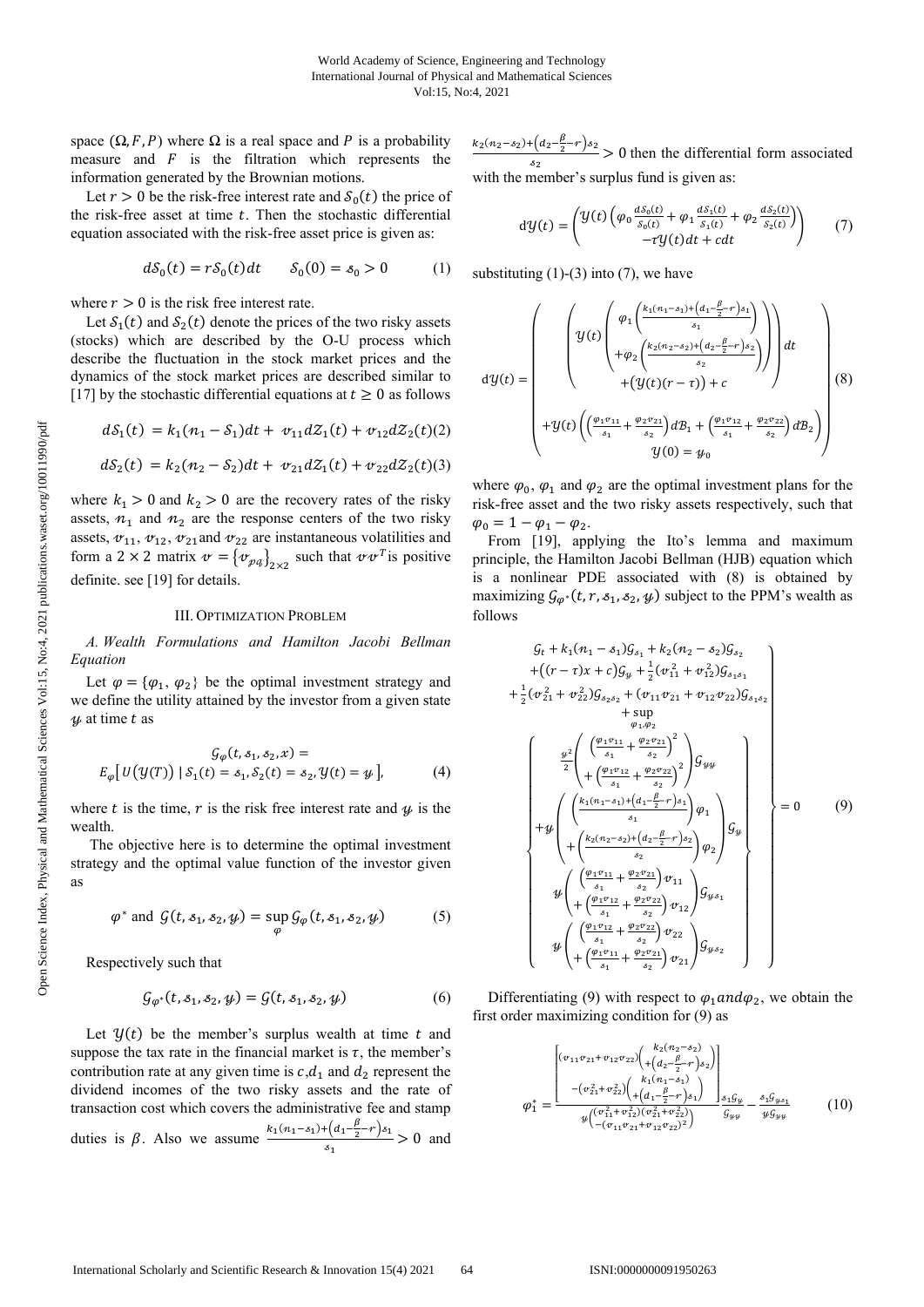space $(\Omega, F, P)$ where $\Omega$ is a real space and $P$ is a probability measure and $F$ is the filtration which represents the information generated by the Brownian motions.

Let $r > 0$ be the risk-free interest rate and $\mathcal{S}_0(t)$ the price of the risk-free asset at time $t$. Then the stochastic differential equation associated with the risk-free asset price is given as:

$$d\mathcal{S}_0(t) = r\mathcal{S}_0(t)dt \qquad \mathcal{S}_0(0) = s_0 > 0 \tag{1}$$

where $r > 0$ is the risk free interest rate.

Let $\mathcal{S}_1(t)$ and $\mathcal{S}_2(t)$ denote the prices of the two risky assets (stocks) which are described by the O-U process which describe the fluctuation in the stock market prices and the dynamics of the stock market prices are described similar to [17] by the stochastic differential equations at $t \geq 0$ as follows

$$d\mathcal{S}_1(t) = k_1(n_1 - \mathcal{S}_1)dt + v_{11}d\mathcal{Z}_1(t) + v_{12}d\mathcal{Z}_2(t) \tag{2}$$

$$d\mathcal{S}_2(t) = k_2(n_2 - \mathcal{S}_2)dt + v_{21}d\mathcal{Z}_1(t) + v_{22}d\mathcal{Z}_2(t) \tag{3}$$

where $k_1 > 0$ and $k_2 > 0$ are the recovery rates of the risky assets, $n_1$ and $n_2$ are the response centers of the two risky assets, $v_{11}, v_{12}, v_{21}$ and $v_{22}$ are instantaneous volatilities and form a $2 \times 2$ matrix $v = \{v_{pq}\}_{2\times 2}$ such that $vv^T$ is positive definite. see [19] for details.

## III. Optimization Problem

### A. Wealth Formulations and Hamilton Jacobi Bellman Equation

Let $\varphi = \{\varphi_1, \varphi_2\}$ be the optimal investment strategy and we define the utility attained by the investor from a given state $y$ at time $t$ as

$$\mathcal{G}_\varphi(t, s_1, s_2, x) = E_\varphi\left[U(\mathcal{Y}(T)) \mid \mathcal{S}_1(t) = s_1, \mathcal{S}_2(t) = s_2, \mathcal{Y}(t) = y\right], \tag{4}$$

where $t$ is the time, $r$ is the risk free interest rate and $y$ is the wealth.

The objective here is to determine the optimal investment strategy and the optimal value function of the investor given as

$$\varphi^* \text{ and } \mathcal{G}(t, s_1, s_2, y) = \sup_\varphi \mathcal{G}_\varphi(t, s_1, s_2, y) \tag{5}$$

Respectively such that

$$\mathcal{G}_{\varphi^*}(t, s_1, s_2, y) = \mathcal{G}(t, s_1, s_2, y) \tag{6}$$

Let $\mathcal{Y}(t)$ be the member's surplus wealth at time $t$ and suppose the tax rate in the financial market is $\tau$, the member's contribution rate at any given time is $c$, $d_1$ and $d_2$ represent the dividend incomes of the two risky assets and the rate of transaction cost which covers the administrative fee and stamp duties is $\beta$. Also we assume $\frac{k_1(n_1-s_1)+\left(d_1-\frac{\beta}{2}-r\right)s_1}{s_1} > 0$ and $\frac{k_2(n_2-s_2)+\left(d_2-\frac{\beta}{2}-r\right)s_2}{s_2} > 0$ then the differential form associated with the member's surplus fund is given as:

$$d\mathcal{Y}(t) = \begin{pmatrix} \mathcal{Y}(t)\left(\varphi_0 \frac{d\mathcal{S}_0(t)}{\mathcal{S}_0(t)} + \varphi_1 \frac{d\mathcal{S}_1(t)}{\mathcal{S}_1(t)} + \varphi_2 \frac{d\mathcal{S}_2(t)}{\mathcal{S}_2(t)}\right) \\ -\tau\mathcal{Y}(t)dt + cdt \end{pmatrix} \tag{7}$$

substituting (1)-(3) into (7), we have

$$d\mathcal{Y}(t) = \begin{pmatrix} \left( \mathcal{Y}(t) \begin{pmatrix} \varphi_1\left(\frac{k_1(n_1-s_1)+\left(d_1-\frac{\beta}{2}-r\right)s_1}{s_1}\right) \\ +\varphi_2\left(\frac{k_2(n_2-s_2)+\left(d_2-\frac{\beta}{2}-r\right)s_2}{s_2}\right) \end{pmatrix} \right) dt \\ +\left(\mathcal{Y}(t)(r-\tau)\right) + c \\ +\mathcal{Y}(t)\left(\left(\frac{\varphi_1 v_{11}}{s_1} + \frac{\varphi_2 v_{21}}{s_2}\right)d\mathcal{B}_1 + \left(\frac{\varphi_1 v_{12}}{s_1} + \frac{\varphi_2 v_{22}}{s_2}\right)d\mathcal{B}_2\right) \\ \mathcal{Y}(0) = y_0 \end{pmatrix} \tag{8}$$

where $\varphi_0$, $\varphi_1$ and $\varphi_2$ are the optimal investment plans for the risk-free asset and the two risky assets respectively, such that $\varphi_0 = 1 - \varphi_1 - \varphi_2$.

From [19], applying the Ito's lemma and maximum principle, the Hamilton Jacobi Bellman (HJB) equation which is a nonlinear PDE associated with (8) is obtained by maximizing $\mathcal{G}_{\varphi^*}(t, r, s_1, s_2, y)$ subject to the PPM's wealth as follows

$$\left.\begin{matrix} \mathcal{G}_t + k_1(n_1 - s_1)\mathcal{G}_{s_1} + k_2(n_2 - s_2)\mathcal{G}_{s_2} \\ +\left((r-\tau)x + c\right)\mathcal{G}_y + \frac{1}{2}(v_{11}^2 + v_{12}^2)\mathcal{G}_{s_1 s_1} \\ +\frac{1}{2}(v_{21}^2 + v_{22}^2)\mathcal{G}_{s_2 s_2} + (v_{11}v_{21} + v_{12}v_{22})\mathcal{G}_{s_1 s_2} \\ + \sup\limits_{\varphi_1, \varphi_2} \\ \left\{ \begin{matrix} \frac{y^2}{2}\begin{pmatrix} \left(\frac{\varphi_1 v_{11}}{s_1} + \frac{\varphi_2 v_{21}}{s_2}\right)^2 \\ + \left(\frac{\varphi_1 v_{12}}{s_1} + \frac{\varphi_2 v_{22}}{s_2}\right)^2 \end{pmatrix}\mathcal{G}_{yy} \\ +y\begin{pmatrix} \left(\frac{k_1(n_1-s_1)+\left(d_1-\frac{\beta}{2}-r\right)s_1}{s_1}\right)\varphi_1 \\ +\left(\frac{k_2(n_2-s_2)+\left(d_2-\frac{\beta}{2}-r\right)s_2}{s_2}\right)\varphi_2 \end{pmatrix}\mathcal{G}_y \\ y\begin{pmatrix} \left(\frac{\varphi_1 v_{11}}{s_1} + \frac{\varphi_2 v_{21}}{s_2}\right)v_{11} \\ +\left(\frac{\varphi_1 v_{12}}{s_1} + \frac{\varphi_2 v_{22}}{s_2}\right)v_{12} \end{pmatrix}\mathcal{G}_{ys_1} \\ y\begin{pmatrix} \left(\frac{\varphi_1 v_{12}}{s_1} + \frac{\varphi_2 v_{22}}{s_2}\right)v_{22} \\ +\left(\frac{\varphi_1 v_{11}}{s_1} + \frac{\varphi_2 v_{21}}{s_2}\right)v_{21} \end{pmatrix}\mathcal{G}_{ys_2} \end{matrix} \right\} \end{matrix}\right\} = 0 \tag{9}$$

Differentiating (9) with respect to $\varphi_1$ and $\varphi_2$, we obtain the first order maximizing condition for (9) as

$$\varphi_1^* = \frac{\begin{bmatrix} (v_{11}v_{21} + v_{12}v_{22})\begin{pmatrix} k_2(n_2 - s_2) \\ +\left(d_2 - \frac{\beta}{2} - r\right)s_2 \end{pmatrix} \\ -(v_{21}^2 + v_{22}^2)\begin{pmatrix} k_1(n_1 - s_1) \\ +\left(d_1 - \frac{\beta}{2} - r\right)s_1 \end{pmatrix} \end{bmatrix} s_1 \mathcal{G}_y}{y\begin{pmatrix} (v_{11}^2 + v_{12}^2)(v_{21}^2 + v_{22}^2) \\ -(v_{11}v_{21} + v_{12}v_{22})^2 \end{pmatrix}\mathcal{G}_{yy}} - \frac{s_1 \mathcal{G}_{ys_1}}{y\mathcal{G}_{yy}} \tag{10}$$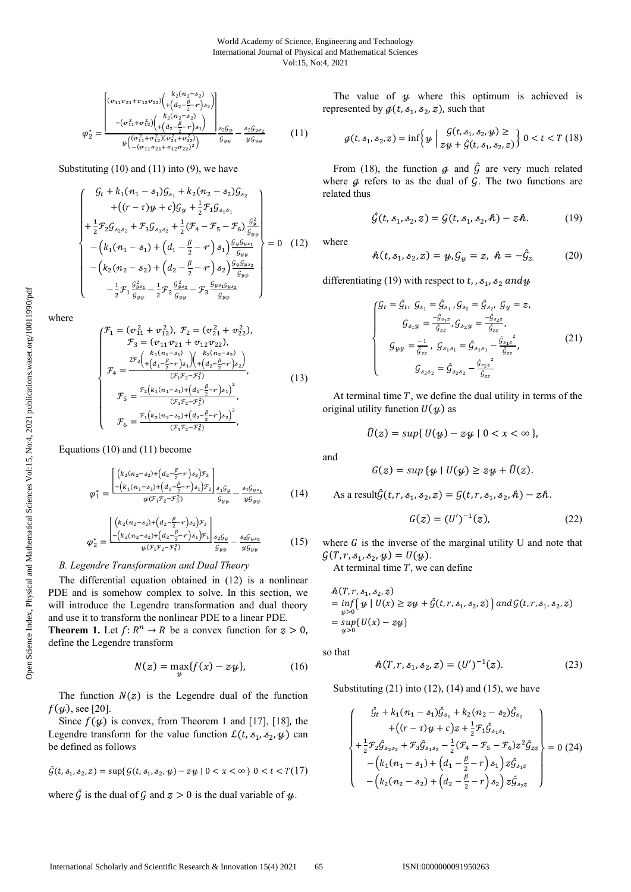$$\varphi_2^* = \frac{\begin{bmatrix} (v_{11}v_{21}+v_{12}v_{22})\begin{pmatrix} k_2(n_2-s_2) \\ +\left(d_2-\frac{\beta}{2}-r\right)s_2 \end{pmatrix} \\ -(v_{11}^2+v_{12}^2)\begin{pmatrix} k_2(n_2-s_2) \\ +\left(d_2-\frac{\beta}{2}-r\right)s_1 \end{pmatrix} \end{bmatrix}}{y\begin{pmatrix} (v_{11}^2+v_{12}^2)(v_{21}^2+v_{22}^2) \\ -(v_{11}v_{21}+v_{12}v_{22})^2 \end{pmatrix}} \frac{s_2 G_y}{G_{yy}} - \frac{s_2 G_{ys_2}}{y G_{yy}} \tag{11}$$

Substituting (10) and (11) into (9), we have

$$\left\{ \begin{array}{c} G_t + k_1(n_1-s_1)G_{s_1} + k_2(n_2-s_2)G_{s_2} \\ +((r-\tau)y+c)G_y + \frac{1}{2}\mathcal{F}_1 G_{s_1s_1} \\ +\frac{1}{2}\mathcal{F}_2 G_{s_2s_2} + \mathcal{F}_3 G_{s_1s_2} + \frac{1}{2}(\mathcal{F}_4 - \mathcal{F}_5 - \mathcal{F}_6)\frac{G_y^2}{G_{yy}} \\ -\left(k_1(n_1-s_1) + \left(d_1 - \frac{\beta}{2} - r\right)s_1\right)\frac{G_y G_{ys_1}}{G_{yy}} \\ -\left(k_2(n_2-s_2) + \left(d_2 - \frac{\beta}{2} - r\right)s_2\right)\frac{G_y G_{ys_2}}{G_{yy}} \\ -\frac{1}{2}\mathcal{F}_1\frac{G_{ys_1}^2}{G_{yy}} - \frac{1}{2}\mathcal{F}_2\frac{G_{ys_2}^2}{G_{yy}} - \mathcal{F}_3\frac{G_{ys_1}G_{ys_2}}{G_{yy}} \end{array} \right\} = 0 \tag{12}$$

where

$$\begin{cases} \mathcal{F}_1 = (v_{11}^2 + v_{12}^2),\ \mathcal{F}_2 = (v_{21}^2 + v_{22}^2), \\ \mathcal{F}_3 = (v_{11}v_{21} + v_{12}v_{22}), \\ \mathcal{F}_4 = \dfrac{2\mathcal{F}_3\begin{pmatrix} k_1(n_1-s_1) \\ +\left(d_1-\frac{\beta}{2}-r\right)s_1 \end{pmatrix}\begin{pmatrix} k_2(n_2-s_2) \\ +\left(d_2-\frac{\beta}{2}-r\right)s_2 \end{pmatrix}}{(\mathcal{F}_1\mathcal{F}_2 - \mathcal{F}_3^2)}, \\ \mathcal{F}_5 = \dfrac{\mathcal{F}_2\left(k_1(n_1-s_1)+\left(d_1-\frac{\beta}{2}-r\right)s_1\right)^2}{(\mathcal{F}_1\mathcal{F}_2 - \mathcal{F}_3^2)}, \\ \mathcal{F}_6 = \dfrac{\mathcal{F}_1\left(k_2(n_2-s_2)+\left(d_2-\frac{\beta}{2}-r\right)s_2\right)^2}{(\mathcal{F}_1\mathcal{F}_2 - \mathcal{F}_3^2)}, \end{cases} \tag{13}$$

Equations (10) and (11) become

$$\varphi_1^* = \frac{\begin{bmatrix} \left(k_2(n_2-s_2)+\left(d_2-\frac{\beta}{2}-r\right)s_2\right)\mathcal{F}_3 \\ -\left(k_1(n_1-s_1)+\left(d_1-\frac{\beta}{2}-r\right)s_1\right)\mathcal{F}_2 \end{bmatrix}}{y(\mathcal{F}_1\mathcal{F}_2-\mathcal{F}_3^2)} \frac{s_1 G_y}{G_{yy}} - \frac{s_1 G_{ys_1}}{y G_{yy}} \tag{14}$$

$$\varphi_2^* = \frac{\begin{bmatrix} \left(k_2(n_2-s_2)+\left(d_2-\frac{\beta}{2}-r\right)s_2\right)\mathcal{F}_3 \\ -\left(k_2(n_2-s_2)+\left(d_2-\frac{\beta}{2}-r\right)s_1\right)\mathcal{F}_1 \end{bmatrix}}{y(\mathcal{F}_1\mathcal{F}_2-\mathcal{F}_3^2)} \frac{s_2 G_y}{G_{yy}} - \frac{s_2 G_{ys_2}}{y G_{yy}} \tag{15}$$

### B. Legendre Transformation and Dual Theory

The differential equation obtained in (12) is a nonlinear PDE and is somehow complex to solve. In this section, we will introduce the Legendre transformation and dual theory and use it to transform the nonlinear PDE to a linear PDE.

**Theorem 1.** Let $f: R^n \to R$ be a convex function for $z > 0$, define the Legendre transform

$$N(z) = \max_{y}\{f(x) - zy\}, \tag{16}$$

The function $N(z)$ is the Legendre dual of the function $f(y)$, see [20].

Since $f(y)$ is convex, from Theorem 1 and [17], [18], the Legendre transform for the value function $\mathcal{L}(t, s_1, s_2, y)$ can be defined as follows

$$\hat{G}(t, s_1, s_2, z) = \sup\{G(t, s_1, s_2, y) - zy \mid 0 < x < \infty\}\ 0 < t < T \tag{17}$$

where $\hat{G}$ is the dual of $G$ and $z > 0$ is the dual variable of $y$.

The value of $y$ where this optimum is achieved is represented by $g(t, s_1, s_2, z)$, such that

$$g(t, s_1, s_2, z) = \inf\left\{ y \;\middle|\; \begin{array}{c} G(t, s_1, s_2, y) \geq \\ zy + \hat{G}(t, s_1, s_2, z) \end{array} \right\}\ 0 < t < T \tag{18}$$

From (18), the function $g$ and $\hat{G}$ are very much related where $g$ refers to as the dual of $G$. The two functions are related thus

$$\hat{G}(t, s_1, s_2, z) = G(t, s_1, s_2, h) - zh. \tag{19}$$

where

$$h(t, s_1, s_2, z) = y, G_y = z,\ h = -\hat{G}_z. \tag{20}$$

differentiating (19) with respect to $t, , s_1, s_2$ and $y$

$$\begin{cases} G_t = \hat{G}_t,\ G_{s_1} = \hat{G}_{s_1}, G_{s_2} = \hat{G}_{s_2},\ G_y = z, \\ G_{s_1 y} = \dfrac{-\hat{G}_{s_1 z}}{\hat{G}_{zz}}, G_{s_2 y} = \dfrac{-\hat{G}_{s_2 z}}{\hat{G}_{zz}}, \\ G_{yy} = \dfrac{-1}{\hat{G}_{zz}},\ G_{s_1 s_1} = \hat{G}_{s_1 s_1} - \dfrac{\hat{G}_{s_1 z}^{\ 2}}{\hat{G}_{zz}}, \\ G_{s_2 s_2} = \hat{G}_{s_2 s_2} - \dfrac{\hat{G}_{s_2 z}^{\ 2}}{\hat{G}_{zz}} \end{cases} \tag{21}$$

At terminal time $T$, we define the dual utility in terms of the original utility function $U(y)$ as

$$\hat{U}(z) = sup\{\,U(y) - zy \mid 0 < x < \infty\,\},$$

and

$$G(z) = sup\,\{y \mid U(y) \geq zy + \hat{U}(z).$$

As a result $\hat{G}(t, r, s_1, s_2, z) = G(t, r, s_1, s_2, h) - zh$.

$$G(z) = (U')^{-1}(z), \tag{22}$$

where $G$ is the inverse of the marginal utility U and note that $G(T, r, s_1, s_2, y) = U(y)$.

At terminal time $T$, we can define

$$\begin{aligned} &h(T, r, s_1, s_2, z) \\ &= \inf_{y>0}\left\{\, y \mid U(x) \geq zy + \hat{G}(t, r, s_1, s_2, z)\right\} and\, G(t, r, s_1, s_2, z) \\ &= \sup_{y>0}\{U(x) - zy\} \end{aligned}$$

so that

$$h(T, r, s_1, s_2, z) = (U')^{-1}(z). \tag{23}$$

Substituting (21) into (12), (14) and (15), we have

$$\left\{ \begin{array}{c} \hat{G}_t + k_1(n_1-s_1)\hat{G}_{s_1} + k_2(n_2-s_2)\hat{G}_{s_2} \\ +((r-\tau)y+c)z + \frac{1}{2}\mathcal{F}_1\hat{G}_{s_1s_1} \\ +\frac{1}{2}\mathcal{F}_2\hat{G}_{s_2s_2} + \mathcal{F}_3\hat{G}_{s_1s_2} - \frac{1}{2}(\mathcal{F}_4 - \mathcal{F}_5 - \mathcal{F}_6)z^2\hat{G}_{zz} \\ -\left(k_1(n_1-s_1) + \left(d_1 - \frac{\beta}{2} - r\right)s_1\right)z\hat{G}_{s_1z} \\ -\left(k_2(n_2-s_2) + \left(d_2 - \frac{\beta}{2} - r\right)s_2\right)z\hat{G}_{s_2z} \end{array} \right\} = 0 \tag{24}$$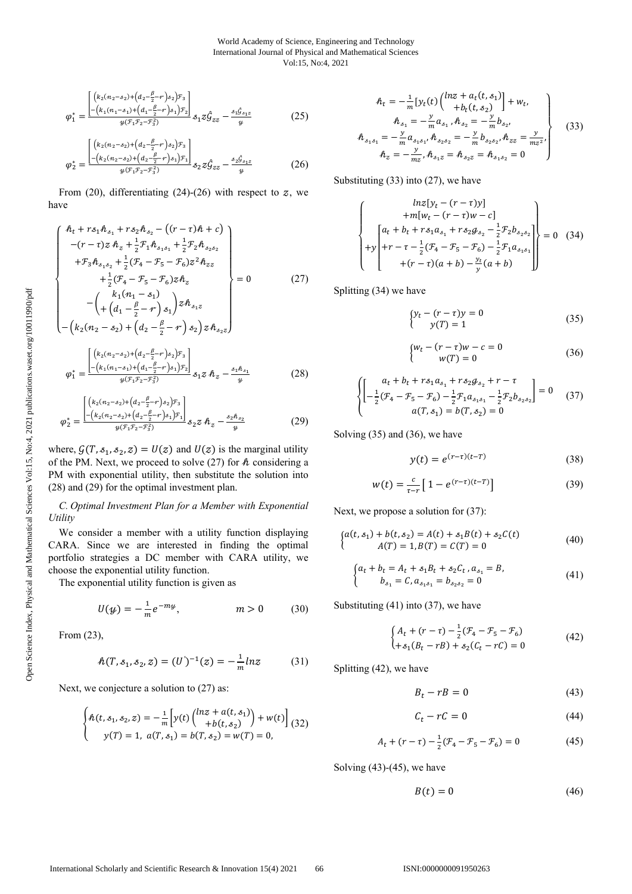$$\varphi_1^* = \frac{\begin{bmatrix} \left(k_2(n_2-s_2)+\left(d_2-\frac{\beta}{2}-r\right)s_2\right)\mathcal{F}_3 \\ -\left(k_1(n_1-s_1)+\left(d_1-\frac{\beta}{2}-r\right)s_1\right)\mathcal{F}_2 \end{bmatrix}}{y(\mathcal{F}_1\mathcal{F}_2-\mathcal{F}_3^2)} s_1 z\hat{\mathcal{G}}_{zz} - \frac{s_1\hat{\mathcal{G}}_{s_1z}}{y} \tag{25}$$

$$\varphi_2^* = \frac{\begin{bmatrix} \left(k_2(n_2-s_2)+\left(d_2-\frac{\beta}{2}-r\right)s_2\right)\mathcal{F}_3 \\ -\left(k_2(n_2-s_2)+\left(d_2-\frac{\beta}{2}-r\right)s_1\right)\mathcal{F}_1 \end{bmatrix}}{y(\mathcal{F}_1\mathcal{F}_2-\mathcal{F}_3^2)} s_2 z\hat{\mathcal{G}}_{zz} - \frac{s_2\hat{\mathcal{G}}_{s_1z}}{y} \tag{26}$$

From (20), differentiating (24)-(26) with respect to $z$, we have

$$\left\{\begin{matrix} \hbar_t + rs_1\hbar_{s_1} + rs_2\hbar_{s_2} - ((r-\tau)\hbar + c) \\ -(r-\tau)z\,\hbar_z + \frac{1}{2}\mathcal{F}_1\hbar_{s_1s_1} + \frac{1}{2}\mathcal{F}_2\hbar_{s_2s_2} \\ +\mathcal{F}_3\hbar_{s_1s_2} + \frac{1}{2}(\mathcal{F}_4-\mathcal{F}_5-\mathcal{F}_6)z^2\hbar_{zz} \\ +\frac{1}{2}(\mathcal{F}_4-\mathcal{F}_5-\mathcal{F}_6)z\hbar_z \\ -\begin{pmatrix} k_1(n_1-s_1) \\ +\left(d_1-\frac{\beta}{2}-r\right)s_1 \end{pmatrix} z\hbar_{s_1z} \\ -\left(k_2(n_2-s_2)+\left(d_2-\frac{\beta}{2}-r\right)s_2\right)z\hbar_{s_2z} \end{matrix}\right\} = 0 \tag{27}$$

$$\varphi_1^* = \frac{\begin{bmatrix} \left(k_2(n_2-s_2)+\left(d_2-\frac{\beta}{2}-r\right)s_2\right)\mathcal{F}_3 \\ -\left(k_1(n_1-s_1)+\left(d_1-\frac{\beta}{2}-r\right)s_1\right)\mathcal{F}_2 \end{bmatrix}}{y(\mathcal{F}_1\mathcal{F}_2-\mathcal{F}_3^2)} s_1 z\,\hbar_z - \frac{s_1\hbar_{s_1}}{y} \tag{28}$$

$$\varphi_2^* = \frac{\begin{bmatrix} \left(k_2(n_2-s_2)+\left(d_2-\frac{\beta}{2}-r\right)s_2\right)\mathcal{F}_3 \\ -\left(k_2(n_2-s_2)+\left(d_2-\frac{\beta}{2}-r\right)s_1\right)\mathcal{F}_1 \end{bmatrix}}{y(\mathcal{F}_1\mathcal{F}_2-\mathcal{F}_3^2)} s_2 z\,\hbar_z - \frac{s_2\hbar_{s_2}}{y} \tag{29}$$

where, $\mathcal{G}(T, s_1, s_2, z) = U(z)$ and $U(z)$ is the marginal utility of the PM. Next, we proceed to solve (27) for $\hbar$ considering a PM with exponential utility, then substitute the solution into (28) and (29) for the optimal investment plan.

### *C. Optimal Investment Plan for a Member with Exponential Utility*

We consider a member with a utility function displaying CARA. Since we are interested in finding the optimal portfolio strategies a DC member with CARA utility, we choose the exponential utility function.

The exponential utility function is given as

$$U(y) = -\frac{1}{m}e^{-my}, \qquad m > 0 \tag{30}$$

From (23),

$$\hbar(T, s_1, s_2, z) = (U')^{-1}(z) = -\frac{1}{m}\ln z \tag{31}$$

Next, we conjecture a solution to (27) as:

$$\left\{\begin{matrix} \hbar(t, s_1, s_2, z) = -\frac{1}{m}\left[y(t)\begin{pmatrix} \ln z + a(t, s_1) \\ +b(t, s_2) \end{pmatrix} + w(t)\right] \\ y(T) = 1,\ a(T, s_1) = b(T, s_2) = w(T) = 0, \end{matrix}\right. \tag{32}$$

$$\left.\begin{matrix} \hbar_t = -\frac{1}{m}[y_t(t)\begin{pmatrix} \ln z + a_t(t, s_1) \\ +b_t(t, s_2) \end{pmatrix}] + w_t, \\ \hbar_{s_1} = -\frac{y}{m}a_{s_1},\ \hbar_{s_2} = -\frac{y}{m}b_{s_2}, \\ \hbar_{s_1s_1} = -\frac{y}{m}a_{s_1s_1},\ \hbar_{s_2s_2} = -\frac{y}{m}b_{s_2s_2},\ \hbar_{zz} = \frac{y}{mz^2}, \\ \hbar_z = -\frac{y}{mz},\ \hbar_{s_1z} = \hbar_{s_2z} = \hbar_{s_1s_2} = 0 \end{matrix}\right\} \tag{33}$$

Substituting (33) into (27), we have

$$\left\{\begin{matrix} \ln z[y_t - (r-\tau)y] \\ +m[w_t - (r-\tau)w - c] \\ +y\begin{bmatrix} a_t + b_t + rs_1a_{s_1} + rs_2g_{s_2} - \frac{1}{2}\mathcal{F}_2 b_{s_2s_2} \\ +r - \tau - \frac{1}{2}(\mathcal{F}_4-\mathcal{F}_5-\mathcal{F}_6) - \frac{1}{2}\mathcal{F}_1 a_{s_1s_1} \\ +(r-\tau)(a+b) - \frac{y_t}{y}(a+b) \end{bmatrix} \end{matrix}\right\} = 0 \tag{34}$$

Splitting (34) we have

$$\left\{\begin{matrix} y_t - (r-\tau)y = 0 \\ y(T) = 1 \end{matrix}\right. \tag{35}$$

$$\left\{\begin{matrix} w_t - (r-\tau)w - c = 0 \\ w(T) = 0 \end{matrix}\right. \tag{36}$$

$$\left\{\begin{matrix} \begin{bmatrix} a_t + b_t + rs_1a_{s_1} + rs_2g_{s_2} + r - \tau \\ -\frac{1}{2}(\mathcal{F}_4-\mathcal{F}_5-\mathcal{F}_6) - \frac{1}{2}\mathcal{F}_1 a_{s_1s_1} - \frac{1}{2}\mathcal{F}_2 b_{s_2s_2} \end{bmatrix} = 0 \\ a(T, s_1) = b(T, s_2) = 0 \end{matrix}\right. \tag{37}$$

Solving (35) and (36), we have

$$y(t) = e^{(r-\tau)(t-T)} \tag{38}$$

$$w(t) = \frac{c}{\tau - r}\left[1 - e^{(r-\tau)(t-T)}\right] \tag{39}$$

Next, we propose a solution for (37):

$$\left\{\begin{matrix} a(t, s_1) + b(t, s_2) = A(t) + s_1B(t) + s_2C(t) \\ A(T) = 1, B(T) = C(T) = 0 \end{matrix}\right. \tag{40}$$

$$\left\{\begin{matrix} a_t + b_t = A_t + s_1B_t + s_2C_t,\ a_{s_1} = B, \\ b_{s_1} = C,\ a_{s_1s_1} = b_{s_2s_2} = 0 \end{matrix}\right. \tag{41}$$

Substituting (41) into (37), we have

$$\left\{\begin{matrix} A_t + (r-\tau) - \frac{1}{2}(\mathcal{F}_4-\mathcal{F}_5-\mathcal{F}_6) \\ +s_1(B_t - rB) + s_2(C_t - rC) = 0 \end{matrix}\right. \tag{42}$$

Splitting (42), we have

$$B_t - rB = 0 \tag{43}$$

$$C_t - rC = 0 \tag{44}$$

$$A_t + (r-\tau) - \frac{1}{2}(\mathcal{F}_4-\mathcal{F}_5-\mathcal{F}_6) = 0 \tag{45}$$

Solving (43)-(45), we have

$$B(t) = 0 \tag{46}$$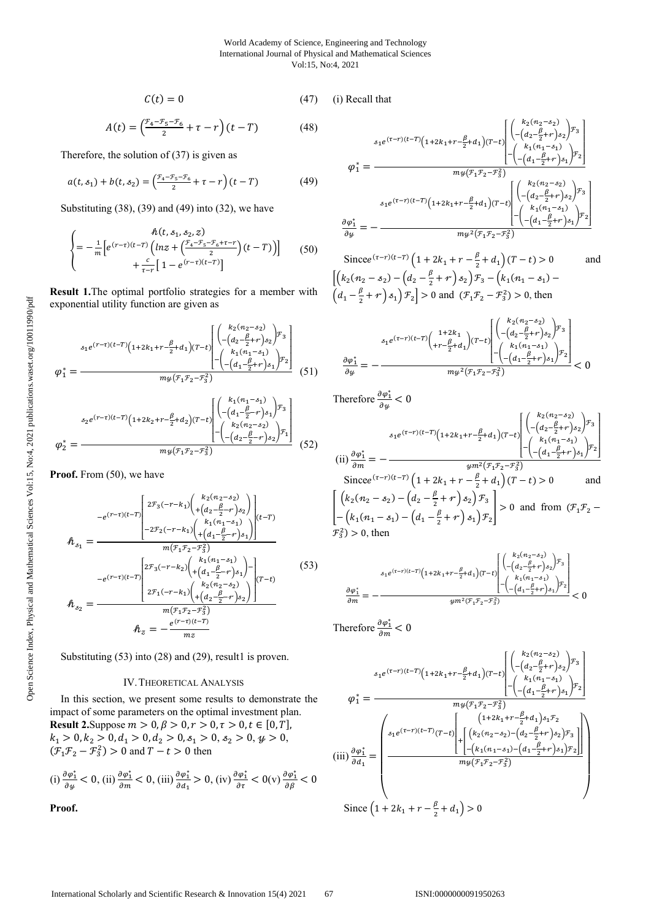$$C(t) = 0 \tag{47}$$

$$A(t) = \left(\frac{\mathcal{F}_4 - \mathcal{F}_5 - \mathcal{F}_6}{2} + \tau - r\right)(t - T) \tag{48}$$

Therefore, the solution of (37) is given as

$$a(t, s_1) + b(t, s_2) = \left(\frac{\mathcal{F}_4 - \mathcal{F}_5 - \mathcal{F}_6}{2} + \tau - r\right)(t - T) \tag{49}$$

Substituting (38), (39) and (49) into (32), we have

$$\begin{cases} h(t, s_1, s_2, z) \\ = -\frac{1}{m}\left[e^{(r-\tau)(t-T)}\left(\ln z + \left(\frac{\mathcal{F}_4 - \mathcal{F}_5 - \mathcal{F}_6 + \tau - r}{2}\right)(t - T)\right)\right] \\ + \frac{c}{\tau - r}\left[1 - e^{(r-\tau)(t-T)}\right] \end{cases} \tag{50}$$

**Result 1.** The optimal portfolio strategies for a member with exponential utility function are given as

$$\varphi_1^* = \frac{s_1 e^{(\tau-r)(t-T)}\left(1 + 2k_1 + r - \frac{\beta}{2} + d_1\right)(T - t)\left[\begin{pmatrix} k_2(n_2 - s_2) \\ -\left(d_2 - \frac{\beta}{2} + r\right)s_2 \end{pmatrix}\mathcal{F}_3 \\ -\begin{pmatrix} k_1(n_1 - s_1) \\ -\left(d_1 - \frac{\beta}{2} + r\right)s_1 \end{pmatrix}\mathcal{F}_2\right]}{m y\left(\mathcal{F}_1\mathcal{F}_2 - \mathcal{F}_3^2\right)} \tag{51}$$

$$\varphi_2^* = \frac{s_2 e^{(\tau-r)(t-T)}\left(1 + 2k_2 + r - \frac{\beta}{2} + d_2\right)(T - t)\left[\begin{pmatrix} k_1(n_1 - s_1) \\ -\left(d_1 - \frac{\beta}{2} - r\right)s_1 \end{pmatrix}\mathcal{F}_3 \\ -\begin{pmatrix} k_2(n_2 - s_2) \\ -\left(d_2 - \frac{\beta}{2} - r\right)s_2 \end{pmatrix}\mathcal{F}_1\right]}{m y\left(\mathcal{F}_1\mathcal{F}_2 - \mathcal{F}_3^2\right)} \tag{52}$$

**Proof.** From (50), we have

$$\begin{aligned} h_{s_1} &= \frac{-e^{(r-\tau)(t-T)}\left[\begin{matrix} 2\mathcal{F}_3(-r - k_1)\begin{pmatrix} k_2(n_2 - s_2) \\ +\left(d_2 - \frac{\beta}{2} - r\right)s_2 \end{pmatrix} \\ -2\mathcal{F}_2(-r - k_1)\begin{pmatrix} k_1(n_1 - s_1) \\ +\left(d_1 - \frac{\beta}{2} - r\right)s_1 \end{pmatrix} \end{matrix}\right](t - T)}{m\left(\mathcal{F}_1\mathcal{F}_2 - \mathcal{F}_3^2\right)} \\ h_{s_2} &= \frac{-e^{(r-\tau)(t-T)}\left[\begin{matrix} 2\mathcal{F}_3(-r - k_2)\begin{pmatrix} k_1(n_1 - s_1) \\ +\left(d_1 - \frac{\beta}{2} - r\right)s_1 \end{pmatrix} - \\ 2\mathcal{F}_1(-r - k_1)\begin{pmatrix} k_2(n_2 - s_2) \\ +\left(d_2 - \frac{\beta}{2} - r\right)s_2 \end{pmatrix} \end{matrix}\right](T - t)}{m\left(\mathcal{F}_1\mathcal{F}_2 - \mathcal{F}_3^2\right)} \\ h_z &= -\frac{e^{(r-\tau)(t-T)}}{mz} \end{aligned} \tag{53}$$

Substituting (53) into (28) and (29), result1 is proven.

## IV. Theoretical Analysis

In this section, we present some results to demonstrate the impact of some parameters on the optimal investment plan.

**Result 2.** Suppose $m > 0, \beta > 0, r > 0, \tau > 0, t \in [0, T]$, $k_1 > 0, k_2 > 0, d_1 > 0, d_2 > 0, s_1 > 0, s_2 > 0, y > 0$, $(\mathcal{F}_1\mathcal{F}_2 - \mathcal{F}_3^2) > 0$ and $T - t > 0$ then

(i) $\frac{\partial \varphi_1^*}{\partial y} < 0$, (ii) $\frac{\partial \varphi_1^*}{\partial m} < 0$, (iii) $\frac{\partial \varphi_1^*}{\partial d_1} > 0$, (iv) $\frac{\partial \varphi_1^*}{\partial \tau} < 0$ (v) $\frac{\partial \varphi_1^*}{\partial \beta} < 0$

**Proof.**

(i) Recall that

$$\varphi_1^* = \frac{s_1 e^{(\tau-r)(t-T)}\left(1 + 2k_1 + r - \frac{\beta}{2} + d_1\right)(T - t)\left[\begin{pmatrix} k_2(n_2 - s_2) \\ -\left(d_2 - \frac{\beta}{2} + r\right)s_2 \end{pmatrix}\mathcal{F}_3 \\ -\begin{pmatrix} k_1(n_1 - s_1) \\ -\left(d_1 - \frac{\beta}{2} + r\right)s_1 \end{pmatrix}\mathcal{F}_2\right]}{m y\left(\mathcal{F}_1\mathcal{F}_2 - \mathcal{F}_3^2\right)}$$

$$\frac{\partial \varphi_1^*}{\partial y} = -\frac{s_1 e^{(\tau-r)(t-T)}\left(1 + 2k_1 + r - \frac{\beta}{2} + d_1\right)(T - t)\left[\begin{pmatrix} k_2(n_2 - s_2) \\ -\left(d_2 - \frac{\beta}{2} + r\right)s_2 \end{pmatrix}\mathcal{F}_3 \\ -\begin{pmatrix} k_1(n_1 - s_1) \\ -\left(d_1 - \frac{\beta}{2} + r\right)s_1 \end{pmatrix}\mathcal{F}_2\right]}{m y^2\left(\mathcal{F}_1\mathcal{F}_2 - \mathcal{F}_3^2\right)}$$

Since $e^{(\tau-r)(t-T)}\left(1 + 2k_1 + r - \frac{\beta}{2} + d_1\right)(T - t) > 0$ and $\left[\left(k_2(n_2 - s_2) - \left(d_2 - \frac{\beta}{2} + r\right)s_2\right)\mathcal{F}_3 - \left(k_1(n_1 - s_1) - \left(d_1 - \frac{\beta}{2} + r\right)s_1\right)\mathcal{F}_2\right] > 0$ and $(\mathcal{F}_1\mathcal{F}_2 - \mathcal{F}_3^2) > 0$, then

$$\frac{\partial \varphi_1^*}{\partial y} = -\frac{s_1 e^{(\tau-r)(t-T)}\begin{pmatrix} 1 + 2k_1 \\ + r - \frac{\beta}{2} + d_1 \end{pmatrix}(T - t)\left[\begin{pmatrix} k_2(n_2 - s_2) \\ -\left(d_2 - \frac{\beta}{2} + r\right)s_2 \end{pmatrix}\mathcal{F}_3 \\ -\begin{pmatrix} k_1(n_1 - s_1) \\ -\left(d_1 - \frac{\beta}{2} + r\right)s_1 \end{pmatrix}\mathcal{F}_2\right]}{m y^2\left(\mathcal{F}_1\mathcal{F}_2 - \mathcal{F}_3^2\right)} < 0$$

Therefore $\frac{\partial \varphi_1^*}{\partial y} < 0$

(ii)
$$\frac{\partial \varphi_1^*}{\partial m} = -\frac{s_1 e^{(\tau-r)(t-T)}\left(1 + 2k_1 + r - \frac{\beta}{2} + d_1\right)(T - t)\left[\begin{pmatrix} k_2(n_2 - s_2) \\ -\left(d_2 - \frac{\beta}{2} + r\right)s_2 \end{pmatrix}\mathcal{F}_3 \\ -\begin{pmatrix} k_1(n_1 - s_1) \\ -\left(d_1 - \frac{\beta}{2} + r\right)s_1 \end{pmatrix}\mathcal{F}_2\right]}{y m^2\left(\mathcal{F}_1\mathcal{F}_2 - \mathcal{F}_3^2\right)}$$

Since $e^{(\tau-r)(t-T)}\left(1 + 2k_1 + r - \frac{\beta}{2} + d_1\right)(T - t) > 0$ and $\left[\begin{matrix}\left(k_2(n_2 - s_2) - \left(d_2 - \frac{\beta}{2} + r\right)s_2\right)\mathcal{F}_3 \\ -\left(k_1(n_1 - s_1) - \left(d_1 - \frac{\beta}{2} + r\right)s_1\right)\mathcal{F}_2\end{matrix}\right] > 0$ and from $(\mathcal{F}_1\mathcal{F}_2 - \mathcal{F}_3^2) > 0$, then

$$\frac{\partial \varphi_1^*}{\partial m} = -\frac{s_1 e^{(\tau-r)(t-T)}\left(1 + 2k_1 + r - \frac{\beta}{2} + d_1\right)(T - t)\left[\begin{pmatrix} k_2(n_2 - s_2) \\ -\left(d_2 - \frac{\beta}{2} + r\right)s_2 \end{pmatrix}\mathcal{F}_3 \\ -\begin{pmatrix} k_1(n_1 - s_1) \\ -\left(d_1 - \frac{\beta}{2} + r\right)s_1 \end{pmatrix}\mathcal{F}_2\right]}{y m^2\left(\mathcal{F}_1\mathcal{F}_2 - \mathcal{F}_3^2\right)} < 0$$

Therefore $\frac{\partial \varphi_1^*}{\partial m} < 0$

$$\varphi_1^* = \frac{s_1 e^{(\tau-r)(t-T)}\left(1 + 2k_1 + r - \frac{\beta}{2} + d_1\right)(T - t)\left[\begin{pmatrix} k_2(n_2 - s_2) \\ -\left(d_2 - \frac{\beta}{2} + r\right)s_2 \end{pmatrix}\mathcal{F}_3 \\ -\begin{pmatrix} k_1(n_1 - s_1) \\ -\left(d_1 - \frac{\beta}{2} + r\right)s_1 \end{pmatrix}\mathcal{F}_2\right]}{m y\left(\mathcal{F}_1\mathcal{F}_2 - \mathcal{F}_3^2\right)}$$

(iii)
$$\frac{\partial \varphi_1^*}{\partial d_1} = \left(\frac{s_1 e^{(\tau-r)(t-T)}(T - t)\left[\begin{matrix}\left(1 + 2k_1 + r - \frac{\beta}{2} + d_1\right)s_1\mathcal{F}_2 \\ + \left[\begin{matrix}\left(k_2(n_2 - s_2) - \left(d_2 - \frac{\beta}{2} + r\right)s_2\right)\mathcal{F}_3 \\ -\left(k_1(n_1 - s_1) - \left(d_1 - \frac{\beta}{2} + r\right)s_1\right)\mathcal{F}_2\end{matrix}\right]\end{matrix}\right]}{m y\left(\mathcal{F}_1\mathcal{F}_2 - \mathcal{F}_3^2\right)}\right)$$

Since $\left(1 + 2k_1 + r - \frac{\beta}{2} + d_1\right) > 0$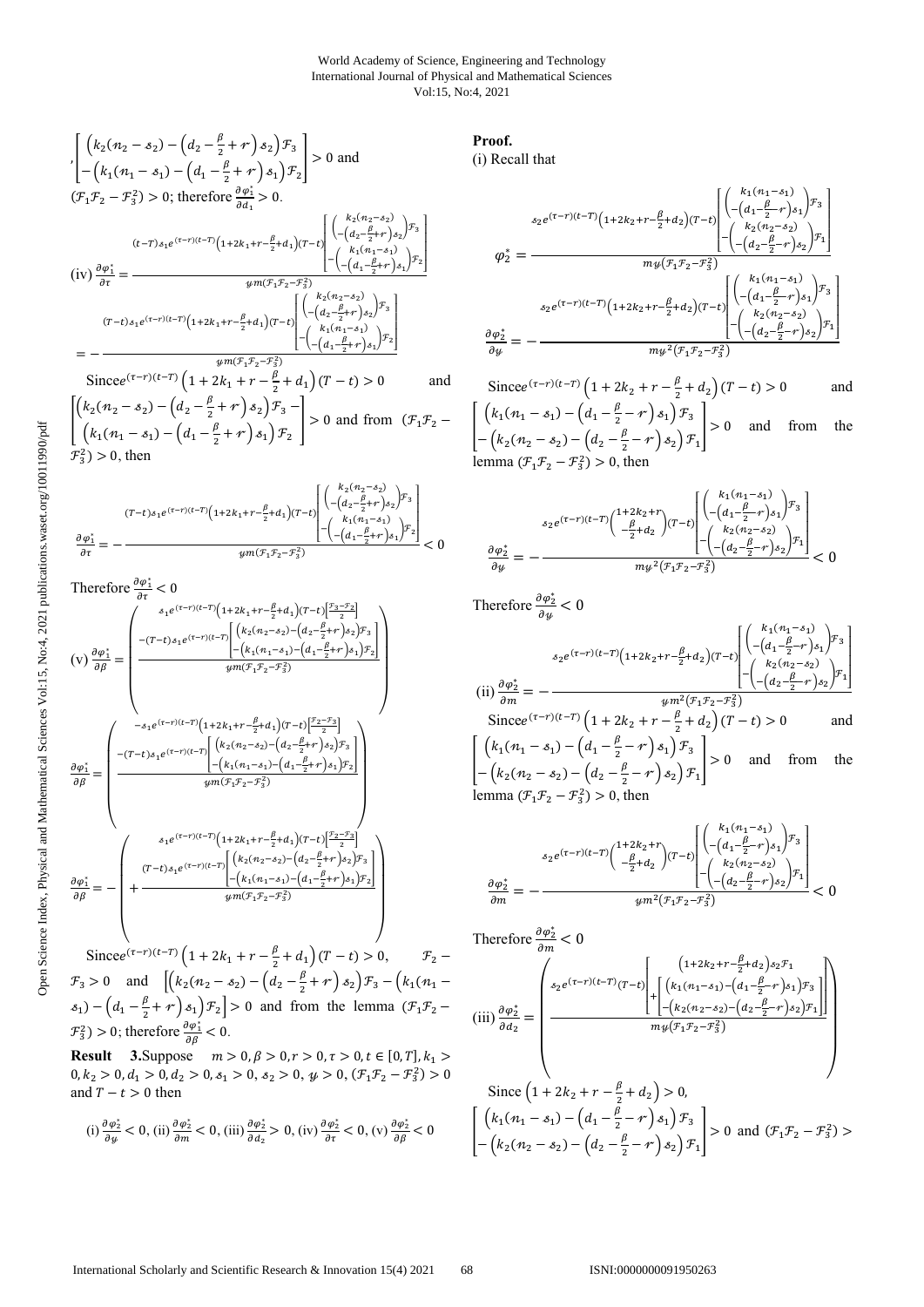$\left[\begin{array}{l}\left(k_2(n_2-s_2)-\left(d_2-\frac{\beta}{2}+r\right)s_2\right)\mathcal{F}_3 \\ -\left(k_1(n_1-s_1)-\left(d_1-\frac{\beta}{2}+r\right)s_1\right)\mathcal{F}_2\end{array}\right]>0$ and $(\mathcal{F}_1\mathcal{F}_2-\mathcal{F}_3^2)>0$; therefore $\frac{\partial\varphi_1^*}{\partial d_1}>0$.

(iv) $$\frac{\partial\varphi_1^*}{\partial\tau}=\frac{(t-T)s_1e^{(\tau-r)(t-T)}\left(1+2k_1+r-\frac{\beta}{2}+d_1\right)(T-t)\left[\begin{array}{l}\left(\begin{array}{l}k_2(n_2-s_2)\\-\left(d_2-\frac{\beta}{2}+r\right)s_2\end{array}\right)\mathcal{F}_3\\-\left(\begin{array}{l}k_1(n_1-s_1)\\-\left(d_1-\frac{\beta}{2}+r\right)s_1\end{array}\right)\mathcal{F}_2\end{array}\right]}{ym(\mathcal{F}_1\mathcal{F}_2-\mathcal{F}_3^2)}$$

$$=-\frac{(T-t)s_1e^{(\tau-r)(t-T)}\left(1+2k_1+r-\frac{\beta}{2}+d_1\right)(T-t)\left[\begin{array}{l}\left(\begin{array}{l}k_2(n_2-s_2)\\-\left(d_2-\frac{\beta}{2}+r\right)s_2\end{array}\right)\mathcal{F}_3\\-\left(\begin{array}{l}k_1(n_1-s_1)\\-\left(d_1-\frac{\beta}{2}+r\right)s_1\end{array}\right)\mathcal{F}_2\end{array}\right]}{ym(\mathcal{F}_1\mathcal{F}_2-\mathcal{F}_3^2)}$$

Since $e^{(\tau-r)(t-T)}\left(1+2k_1+r-\frac{\beta}{2}+d_1\right)(T-t)>0$ and $\left[\begin{array}{l}\left(k_2(n_2-s_2)-\left(d_2-\frac{\beta}{2}+r\right)s_2\right)\mathcal{F}_3-\\\left(k_1(n_1-s_1)-\left(d_1-\frac{\beta}{2}+r\right)s_1\right)\mathcal{F}_2\end{array}\right]>0$ and from $(\mathcal{F}_1\mathcal{F}_2-\mathcal{F}_3^2)>0$, then

$$\frac{\partial\varphi_1^*}{\partial\tau}=-\frac{(T-t)s_1e^{(\tau-r)(t-T)}\left(1+2k_1+r-\frac{\beta}{2}+d_1\right)(T-t)\left[\begin{array}{l}\left(\begin{array}{l}k_2(n_2-s_2)\\-\left(d_2-\frac{\beta}{2}+r\right)s_2\end{array}\right)\mathcal{F}_3\\-\left(\begin{array}{l}k_1(n_1-s_1)\\-\left(d_1-\frac{\beta}{2}+r\right)s_1\end{array}\right)\mathcal{F}_2\end{array}\right]}{ym(\mathcal{F}_1\mathcal{F}_2-\mathcal{F}_3^2)}<0$$

Therefore $\frac{\partial\varphi_1^*}{\partial\tau}<0$

(v) $$\frac{\partial\varphi_1^*}{\partial\beta}=\left(\frac{s_1e^{(\tau-r)(t-T)}\left(1+2k_1+r-\frac{\beta}{2}+d_1\right)(T-t)\left[\frac{\mathcal{F}_3-\mathcal{F}_2}{2}\right]-(T-t)s_1e^{(\tau-r)(t-T)}\left[\begin{array}{l}\left(k_2(n_2-s_2)-\left(d_2-\frac{\beta}{2}+r\right)s_2\right)\mathcal{F}_3\\-\left(k_1(n_1-s_1)-\left(d_1-\frac{\beta}{2}+r\right)s_1\right)\mathcal{F}_2\end{array}\right]}{ym(\mathcal{F}_1\mathcal{F}_2-\mathcal{F}_3^2)}\right)$$

$$\frac{\partial\varphi_1^*}{\partial\beta}=\left(\frac{-s_1e^{(\tau-r)(t-T)}\left(1+2k_1+r-\frac{\beta}{2}+d_1\right)(T-t)\left[\frac{\mathcal{F}_2-\mathcal{F}_3}{2}\right]-(T-t)s_1e^{(\tau-r)(t-T)}\left[\begin{array}{l}\left(k_2(n_2-s_2)-\left(d_2-\frac{\beta}{2}+r\right)s_2\right)\mathcal{F}_3\\-\left(k_1(n_1-s_1)-\left(d_1-\frac{\beta}{2}+r\right)s_1\right)\mathcal{F}_2\end{array}\right]}{ym(\mathcal{F}_1\mathcal{F}_2-\mathcal{F}_3^2)}\right)$$

$$\frac{\partial\varphi_1^*}{\partial\beta}=-\left(\frac{s_1e^{(\tau-r)(t-T)}\left(1+2k_1+r-\frac{\beta}{2}+d_1\right)(T-t)\left[\frac{\mathcal{F}_2-\mathcal{F}_3}{2}\right]+(T-t)s_1e^{(\tau-r)(t-T)}\left[\begin{array}{l}\left(k_2(n_2-s_2)-\left(d_2-\frac{\beta}{2}+r\right)s_2\right)\mathcal{F}_3\\-\left(k_1(n_1-s_1)-\left(d_1-\frac{\beta}{2}+r\right)s_1\right)\mathcal{F}_2\end{array}\right]}{ym(\mathcal{F}_1\mathcal{F}_2-\mathcal{F}_3^2)}\right)$$

Since $e^{(\tau-r)(t-T)}\left(1+2k_1+r-\frac{\beta}{2}+d_1\right)(T-t)>0$, $\mathcal{F}_2-\mathcal{F}_3>0$ and $\left[\left(k_2(n_2-s_2)-\left(d_2-\frac{\beta}{2}+r\right)s_2\right)\mathcal{F}_3-\left(k_1(n_1-s_1)-\left(d_1-\frac{\beta}{2}+r\right)s_1\right)\mathcal{F}_2\right]>0$ and from the lemma $(\mathcal{F}_1\mathcal{F}_2-\mathcal{F}_3^2)>0$; therefore $\frac{\partial\varphi_1^*}{\partial\beta}<0$.

**Result 3.** Suppose $m>0,\beta>0,r>0,\tau>0,t\in[0,T],k_1>0,k_2>0,d_1>0,d_2>0,s_1>0,s_2>0,y>0,(\mathcal{F}_1\mathcal{F}_2-\mathcal{F}_3^2)>0$ and $T-t>0$ then

(i) $\frac{\partial\varphi_2^*}{\partial y}<0$, (ii) $\frac{\partial\varphi_2^*}{\partial m}<0$, (iii) $\frac{\partial\varphi_2^*}{\partial d_2}>0$, (iv) $\frac{\partial\varphi_2^*}{\partial\tau}<0$, (v) $\frac{\partial\varphi_2^*}{\partial\beta}<0$

**Proof.**

(i) Recall that

$$\varphi_2^*=\frac{s_2e^{(\tau-r)(t-T)}\left(1+2k_2+r-\frac{\beta}{2}+d_2\right)(T-t)\left[\begin{array}{l}\left(\begin{array}{l}k_1(n_1-s_1)\\-\left(d_1-\frac{\beta}{2}-r\right)s_1\end{array}\right)\mathcal{F}_3\\-\left(\begin{array}{l}k_2(n_2-s_2)\\-\left(d_2-\frac{\beta}{2}-r\right)s_2\end{array}\right)\mathcal{F}_1\end{array}\right]}{my(\mathcal{F}_1\mathcal{F}_2-\mathcal{F}_3^2)}$$

$$\frac{\partial\varphi_2^*}{\partial y}=-\frac{s_2e^{(\tau-r)(t-T)}\left(1+2k_2+r-\frac{\beta}{2}+d_2\right)(T-t)\left[\begin{array}{l}\left(\begin{array}{l}k_1(n_1-s_1)\\-\left(d_1-\frac{\beta}{2}-r\right)s_1\end{array}\right)\mathcal{F}_3\\-\left(\begin{array}{l}k_2(n_2-s_2)\\-\left(d_2-\frac{\beta}{2}-r\right)s_2\end{array}\right)\mathcal{F}_1\end{array}\right]}{my^2(\mathcal{F}_1\mathcal{F}_2-\mathcal{F}_3^2)}$$

Since $e^{(\tau-r)(t-T)}\left(1+2k_2+r-\frac{\beta}{2}+d_2\right)(T-t)>0$ and $\left[\begin{array}{l}\left(k_1(n_1-s_1)-\left(d_1-\frac{\beta}{2}-r\right)s_1\right)\mathcal{F}_3\\-\left(k_2(n_2-s_2)-\left(d_2-\frac{\beta}{2}-r\right)s_2\right)\mathcal{F}_1\end{array}\right]>0$ and from the lemma $(\mathcal{F}_1\mathcal{F}_2-\mathcal{F}_3^2)>0$, then

$$\frac{\partial\varphi_2^*}{\partial y}=-\frac{s_2e^{(\tau-r)(t-T)}\left(\begin{array}{l}1+2k_2+r\\-\frac{\beta}{2}+d_2\end{array}\right)(T-t)\left[\begin{array}{l}\left(\begin{array}{l}k_1(n_1-s_1)\\-\left(d_1-\frac{\beta}{2}-r\right)s_1\end{array}\right)\mathcal{F}_3\\-\left(\begin{array}{l}k_2(n_2-s_2)\\-\left(d_2-\frac{\beta}{2}-r\right)s_2\end{array}\right)\mathcal{F}_1\end{array}\right]}{my^2(\mathcal{F}_1\mathcal{F}_2-\mathcal{F}_3^2)}<0$$

Therefore $\frac{\partial\varphi_2^*}{\partial y}<0$

(ii) $$\frac{\partial\varphi_2^*}{\partial m}=-\frac{s_2e^{(\tau-r)(t-T)}\left(1+2k_2+r-\frac{\beta}{2}+d_2\right)(T-t)\left[\begin{array}{l}\left(\begin{array}{l}k_1(n_1-s_1)\\-\left(d_1-\frac{\beta}{2}-r\right)s_1\end{array}\right)\mathcal{F}_3\\-\left(\begin{array}{l}k_2(n_2-s_2)\\-\left(d_2-\frac{\beta}{2}-r\right)s_2\end{array}\right)\mathcal{F}_1\end{array}\right]}{ym^2(\mathcal{F}_1\mathcal{F}_2-\mathcal{F}_3^2)}$$

Since $e^{(\tau-r)(t-T)}\left(1+2k_2+r-\frac{\beta}{2}+d_2\right)(T-t)>0$ and $\left[\begin{array}{l}\left(k_1(n_1-s_1)-\left(d_1-\frac{\beta}{2}-r\right)s_1\right)\mathcal{F}_3\\-\left(k_2(n_2-s_2)-\left(d_2-\frac{\beta}{2}-r\right)s_2\right)\mathcal{F}_1\end{array}\right]>0$ and from the lemma $(\mathcal{F}_1\mathcal{F}_2-\mathcal{F}_3^2)>0$, then

$$\frac{\partial\varphi_2^*}{\partial m}=-\frac{s_2e^{(\tau-r)(t-T)}\left(\begin{array}{l}1+2k_2+r\\-\frac{\beta}{2}+d_2\end{array}\right)(T-t)\left[\begin{array}{l}\left(\begin{array}{l}k_1(n_1-s_1)\\-\left(d_1-\frac{\beta}{2}-r\right)s_1\end{array}\right)\mathcal{F}_3\\-\left(\begin{array}{l}k_2(n_2-s_2)\\-\left(d_2-\frac{\beta}{2}-r\right)s_2\end{array}\right)\mathcal{F}_1\end{array}\right]}{ym^2(\mathcal{F}_1\mathcal{F}_2-\mathcal{F}_3^2)}<0$$

Therefore $\frac{\partial\varphi_2^*}{\partial m}<0$

(iii) $$\frac{\partial\varphi_2^*}{\partial d_2}=\left(\frac{s_2e^{(\tau-r)(t-T)}(T-t)\left[\begin{array}{l}\left(1+2k_2+r-\frac{\beta}{2}+d_2\right)s_2\mathcal{F}_1\\+\left[\begin{array}{l}\left(k_1(n_1-s_1)-\left(d_1-\frac{\beta}{2}-r\right)s_1\right)\mathcal{F}_3\\-\left(k_2(n_2-s_2)-\left(d_2-\frac{\beta}{2}-r\right)s_2\right)\mathcal{F}_1\end{array}\right]\end{array}\right]}{my(\mathcal{F}_1\mathcal{F}_2-\mathcal{F}_3^2)}\right)$$

Since $\left(1+2k_2+r-\frac{\beta}{2}+d_2\right)>0$, $\left[\begin{array}{l}\left(k_1(n_1-s_1)-\left(d_1-\frac{\beta}{2}-r\right)s_1\right)\mathcal{F}_3\\-\left(k_2(n_2-s_2)-\left(d_2-\frac{\beta}{2}-r\right)s_2\right)\mathcal{F}_1\end{array}\right]>0$ and $(\mathcal{F}_1\mathcal{F}_2-\mathcal{F}_3^2)>$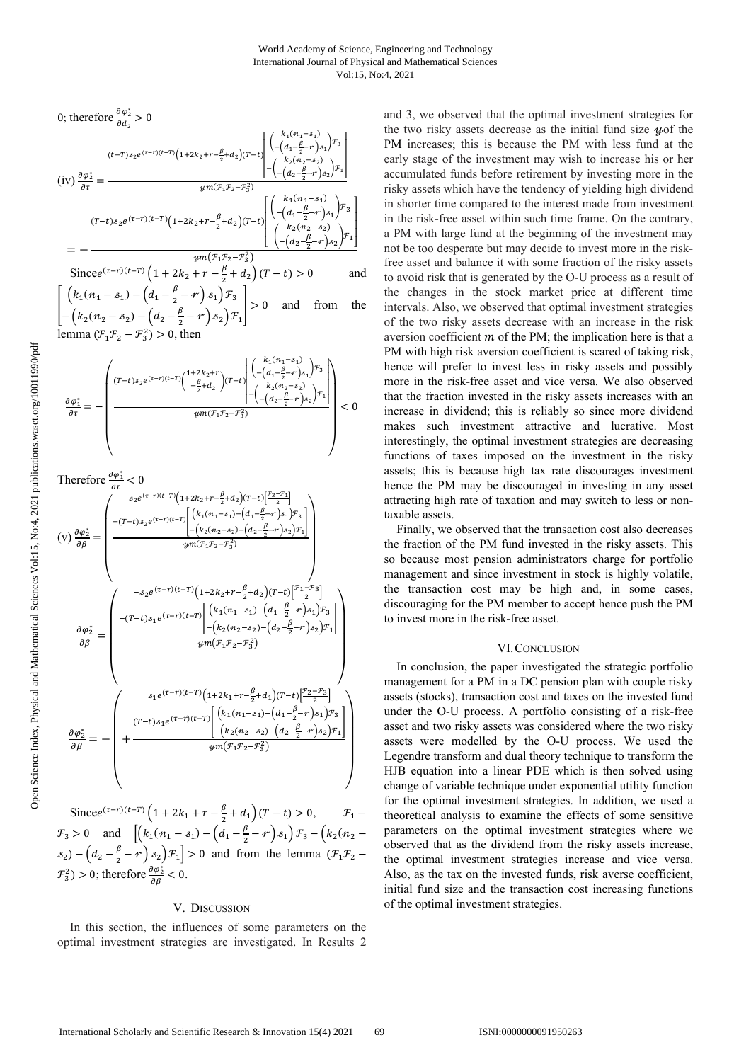0; therefore $\frac{\partial \varphi_2^*}{\partial d_2} > 0$

(iv) $$\frac{\partial \varphi_2^*}{\partial \tau} = \frac{(t-T)s_2 e^{(\tau-r)(t-T)}\left(1+2k_2+r-\frac{\beta}{2}+d_2\right)(T-t)\begin{bmatrix}\begin{pmatrix}k_1(n_1-s_1)\\-\left(d_1-\frac{\beta}{2}-r\right)s_1\end{pmatrix}\mathcal{F}_3\\-\begin{pmatrix}k_2(n_2-s_2)\\-\left(d_2-\frac{\beta}{2}-r\right)s_2\end{pmatrix}\mathcal{F}_1\end{bmatrix}}{ym(\mathcal{F}_1\mathcal{F}_2-\mathcal{F}_3^2)}$$

$$= -\frac{(T-t)s_2 e^{(\tau-r)(t-T)}\left(1+2k_2+r-\frac{\beta}{2}+d_2\right)(T-t)\begin{bmatrix}\begin{pmatrix}k_1(n_1-s_1)\\-\left(d_1-\frac{\beta}{2}-r\right)s_1\end{pmatrix}\mathcal{F}_3\\-\begin{pmatrix}k_2(n_2-s_2)\\-\left(d_2-\frac{\beta}{2}-r\right)s_2\end{pmatrix}\mathcal{F}_1\end{bmatrix}}{ym(\mathcal{F}_1\mathcal{F}_2-\mathcal{F}_3^2)}$$

Since $e^{(\tau-r)(t-T)}\left(1+2k_2+r-\frac{\beta}{2}+d_2\right)(T-t) > 0$ and $\begin{bmatrix}\left(k_1(n_1-s_1)-\left(d_1-\frac{\beta}{2}-r\right)s_1\right)\mathcal{F}_3\\-\left(k_2(n_2-s_2)-\left(d_2-\frac{\beta}{2}-r\right)s_2\right)\mathcal{F}_1\end{bmatrix} > 0$ and from the lemma $(\mathcal{F}_1\mathcal{F}_2-\mathcal{F}_3^2) > 0$, then

$$\frac{\partial \varphi_1^*}{\partial \tau} = -\left(\frac{(T-t)s_2 e^{(\tau-r)(t-T)}\begin{pmatrix}1+2k_2+r\\-\frac{\beta}{2}+d_2\end{pmatrix}(T-t)\begin{bmatrix}\begin{pmatrix}k_1(n_1-s_1)\\-\left(d_1-\frac{\beta}{2}-r\right)s_1\end{pmatrix}\mathcal{F}_3\\-\begin{pmatrix}k_2(n_2-s_2)\\-\left(d_2-\frac{\beta}{2}-r\right)s_2\end{pmatrix}\mathcal{F}_1\end{bmatrix}}{ym(\mathcal{F}_1\mathcal{F}_2-\mathcal{F}_3^2)}\right) < 0$$

Therefore $\frac{\partial \varphi_1^*}{\partial \tau} < 0$

(v) $$\frac{\partial \varphi_2^*}{\partial \beta} = \left(\frac{\begin{matrix}s_2 e^{(\tau-r)(t-T)}\left(1+2k_2+r-\frac{\beta}{2}+d_2\right)(T-t)\left[\frac{\mathcal{F}_3-\mathcal{F}_1}{2}\right]\\-(T-t)s_2 e^{(\tau-r)(t-T)}\begin{bmatrix}\left(k_1(n_1-s_1)-\left(d_1-\frac{\beta}{2}-r\right)s_1\right)\mathcal{F}_3\\-\left(k_2(n_2-s_2)-\left(d_2-\frac{\beta}{2}-r\right)s_2\right)\mathcal{F}_1\end{bmatrix}\end{matrix}}{ym(\mathcal{F}_1\mathcal{F}_2-\mathcal{F}_3^2)}\right)$$

$$\frac{\partial \varphi_2^*}{\partial \beta} = \left(\frac{\begin{matrix}-s_2 e^{(\tau-r)(t-T)}\left(1+2k_2+r-\frac{\beta}{2}+d_2\right)(T-t)\left[\frac{\mathcal{F}_1-\mathcal{F}_3}{2}\right]\\-(T-t)s_1 e^{(\tau-r)(t-T)}\begin{bmatrix}\left(k_1(n_1-s_1)-\left(d_1-\frac{\beta}{2}-r\right)s_1\right)\mathcal{F}_3\\-\left(k_2(n_2-s_2)-\left(d_2-\frac{\beta}{2}-r\right)s_2\right)\mathcal{F}_1\end{bmatrix}\end{matrix}}{ym(\mathcal{F}_1\mathcal{F}_2-\mathcal{F}_3^2)}\right)$$

$$\frac{\partial \varphi_2^*}{\partial \beta} = -\left(\frac{\begin{matrix}s_1 e^{(\tau-r)(t-T)}\left(1+2k_1+r-\frac{\beta}{2}+d_1\right)(T-t)\left[\frac{\mathcal{F}_2-\mathcal{F}_3}{2}\right]\\+(T-t)s_1 e^{(\tau-r)(t-T)}\begin{bmatrix}\left(k_1(n_1-s_1)-\left(d_1-\frac{\beta}{2}-r\right)s_1\right)\mathcal{F}_3\\-\left(k_2(n_2-s_2)-\left(d_2-\frac{\beta}{2}-r\right)s_2\right)\mathcal{F}_1\end{bmatrix}\end{matrix}}{ym(\mathcal{F}_1\mathcal{F}_2-\mathcal{F}_3^2)}\right)$$

Since $e^{(\tau-r)(t-T)}\left(1+2k_1+r-\frac{\beta}{2}+d_1\right)(T-t) > 0$, $\mathcal{F}_1-\mathcal{F}_3 > 0$ and $\left[\left(k_1(n_1-s_1)-\left(d_1-\frac{\beta}{2}-r\right)s_1\right)\mathcal{F}_3-\left(k_2(n_2-s_2)-\left(d_2-\frac{\beta}{2}-r\right)s_2\right)\mathcal{F}_1\right] > 0$ and from the lemma $(\mathcal{F}_1\mathcal{F}_2-\mathcal{F}_3^2) > 0$; therefore $\frac{\partial \varphi_2^*}{\partial \beta} < 0$.

## V. Discussion

In this section, the influences of some parameters on the optimal investment strategies are investigated. In Results 2 and 3, we observed that the optimal investment strategies for the two risky assets decrease as the initial fund size $y$ of the PM increases; this is because the PM with less fund at the early stage of the investment may wish to increase his or her accumulated funds before retirement by investing more in the risky assets which have the tendency of yielding high dividend in shorter time compared to the interest made from investment in the risk-free asset within such time frame. On the contrary, a PM with large fund at the beginning of the investment may not be too desperate but may decide to invest more in the risk-free asset and balance it with some fraction of the risky assets to avoid risk that is generated by the O-U process as a result of the changes in the stock market price at different time intervals. Also, we observed that optimal investment strategies of the two risky assets decrease with an increase in the risk aversion coefficient $m$ of the PM; the implication here is that a PM with high risk aversion coefficient is scared of taking risk, hence will prefer to invest less in risky assets and possibly more in the risk-free asset and vice versa. We also observed that the fraction invested in the risky assets increases with an increase in dividend; this is reliably so since more dividend makes such investment attractive and lucrative. Most interestingly, the optimal investment strategies are decreasing functions of taxes imposed on the investment in the risky assets; this is because high tax rate discourages investment hence the PM may be discouraged in investing in any asset attracting high rate of taxation and may switch to less or non-taxable assets.

Finally, we observed that the transaction cost also decreases the fraction of the PM fund invested in the risky assets. This so because most pension administrators charge for portfolio management and since investment in stock is highly volatile, the transaction cost may be high and, in some cases, discouraging for the PM member to accept hence push the PM to invest more in the risk-free asset.

## VI. Conclusion

In conclusion, the paper investigated the strategic portfolio management for a PM in a DC pension plan with couple risky assets (stocks), transaction cost and taxes on the invested fund under the O-U process. A portfolio consisting of a risk-free asset and two risky assets was considered where the two risky assets were modelled by the O-U process. We used the Legendre transform and dual theory technique to transform the HJB equation into a linear PDE which is then solved using change of variable technique under exponential utility function for the optimal investment strategies. In addition, we used a theoretical analysis to examine the effects of some sensitive parameters on the optimal investment strategies where we observed that as the dividend from the risky assets increase, the optimal investment strategies increase and vice versa. Also, as the tax on the invested funds, risk averse coefficient, initial fund size and the transaction cost increasing functions of the optimal investment strategies.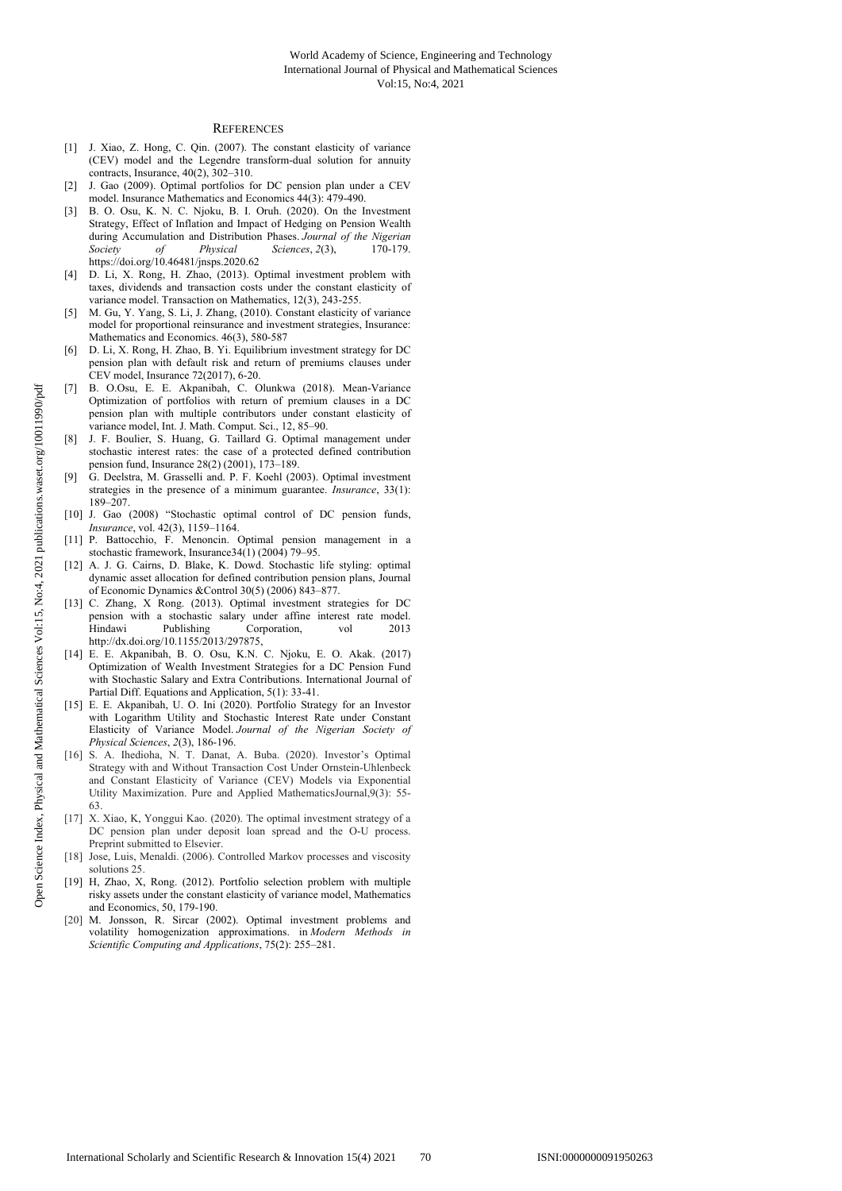# References

[1] J. Xiao, Z. Hong, C. Qin. (2007). The constant elasticity of variance (CEV) model and the Legendre transform-dual solution for annuity contracts, Insurance, 40(2), 302–310.

[2] J. Gao (2009). Optimal portfolios for DC pension plan under a CEV model. Insurance Mathematics and Economics 44(3): 479-490.

[3] B. O. Osu, K. N. C. Njoku, B. I. Oruh. (2020). On the Investment Strategy, Effect of Inflation and Impact of Hedging on Pension Wealth during Accumulation and Distribution Phases. *Journal of the Nigerian Society of Physical Sciences*, *2*(3), 170-179. https://doi.org/10.46481/jnsps.2020.62

[4] D. Li, X. Rong, H. Zhao, (2013). Optimal investment problem with taxes, dividends and transaction costs under the constant elasticity of variance model. Transaction on Mathematics, 12(3), 243-255.

[5] M. Gu, Y. Yang, S. Li, J. Zhang, (2010). Constant elasticity of variance model for proportional reinsurance and investment strategies, Insurance: Mathematics and Economics. 46(3), 580-587

[6] D. Li, X. Rong, H. Zhao, B. Yi. Equilibrium investment strategy for DC pension plan with default risk and return of premiums clauses under CEV model, Insurance 72(2017), 6-20.

[7] B. O.Osu, E. E. Akpanibah, C. Olunkwa (2018). Mean-Variance Optimization of portfolios with return of premium clauses in a DC pension plan with multiple contributors under constant elasticity of variance model, Int. J. Math. Comput. Sci., 12, 85–90.

[8] J. F. Boulier, S. Huang, G. Taillard G. Optimal management under stochastic interest rates: the case of a protected defined contribution pension fund, Insurance 28(2) (2001), 173–189.

[9] G. Deelstra, M. Grasselli and. P. F. Koehl (2003). Optimal investment strategies in the presence of a minimum guarantee. *Insurance*, 33(1): 189–207.

[10] J. Gao (2008) "Stochastic optimal control of DC pension funds, *Insurance*, vol. 42(3), 1159–1164.

[11] P. Battocchio, F. Menoncin. Optimal pension management in a stochastic framework, Insurance34(1) (2004) 79–95.

[12] A. J. G. Cairns, D. Blake, K. Dowd. Stochastic life styling: optimal dynamic asset allocation for defined contribution pension plans, Journal of Economic Dynamics &Control 30(5) (2006) 843–877.

[13] C. Zhang, X Rong. (2013). Optimal investment strategies for DC pension with a stochastic salary under affine interest rate model. Hindawi Publishing Corporation, vol 2013 http://dx.doi.org/10.1155/2013/297875,

[14] E. E. Akpanibah, B. O. Osu, K.N. C. Njoku, E. O. Akak. (2017) Optimization of Wealth Investment Strategies for a DC Pension Fund with Stochastic Salary and Extra Contributions. International Journal of Partial Diff. Equations and Application, 5(1): 33-41.

[15] E. E. Akpanibah, U. O. Ini (2020). Portfolio Strategy for an Investor with Logarithm Utility and Stochastic Interest Rate under Constant Elasticity of Variance Model. *Journal of the Nigerian Society of Physical Sciences*, *2*(3), 186-196.

[16] S. A. Ihedioha, N. T. Danat, A. Buba. (2020). Investor's Optimal Strategy with and Without Transaction Cost Under Ornstein-Uhlenbeck and Constant Elasticity of Variance (CEV) Models via Exponential Utility Maximization. Pure and Applied MathematicsJournal,9(3): 55-63.

[17] X. Xiao, K, Yonggui Kao. (2020). The optimal investment strategy of a DC pension plan under deposit loan spread and the O-U process. Preprint submitted to Elsevier.

[18] Jose, Luis, Menaldi. (2006). Controlled Markov processes and viscosity solutions 25.

[19] H, Zhao, X, Rong. (2012). Portfolio selection problem with multiple risky assets under the constant elasticity of variance model, Mathematics and Economics, 50, 179-190.

[20] M. Jonsson, R. Sircar (2002). Optimal investment problems and volatility homogenization approximations. in *Modern Methods in Scientific Computing and Applications*, 75(2): 255–281.